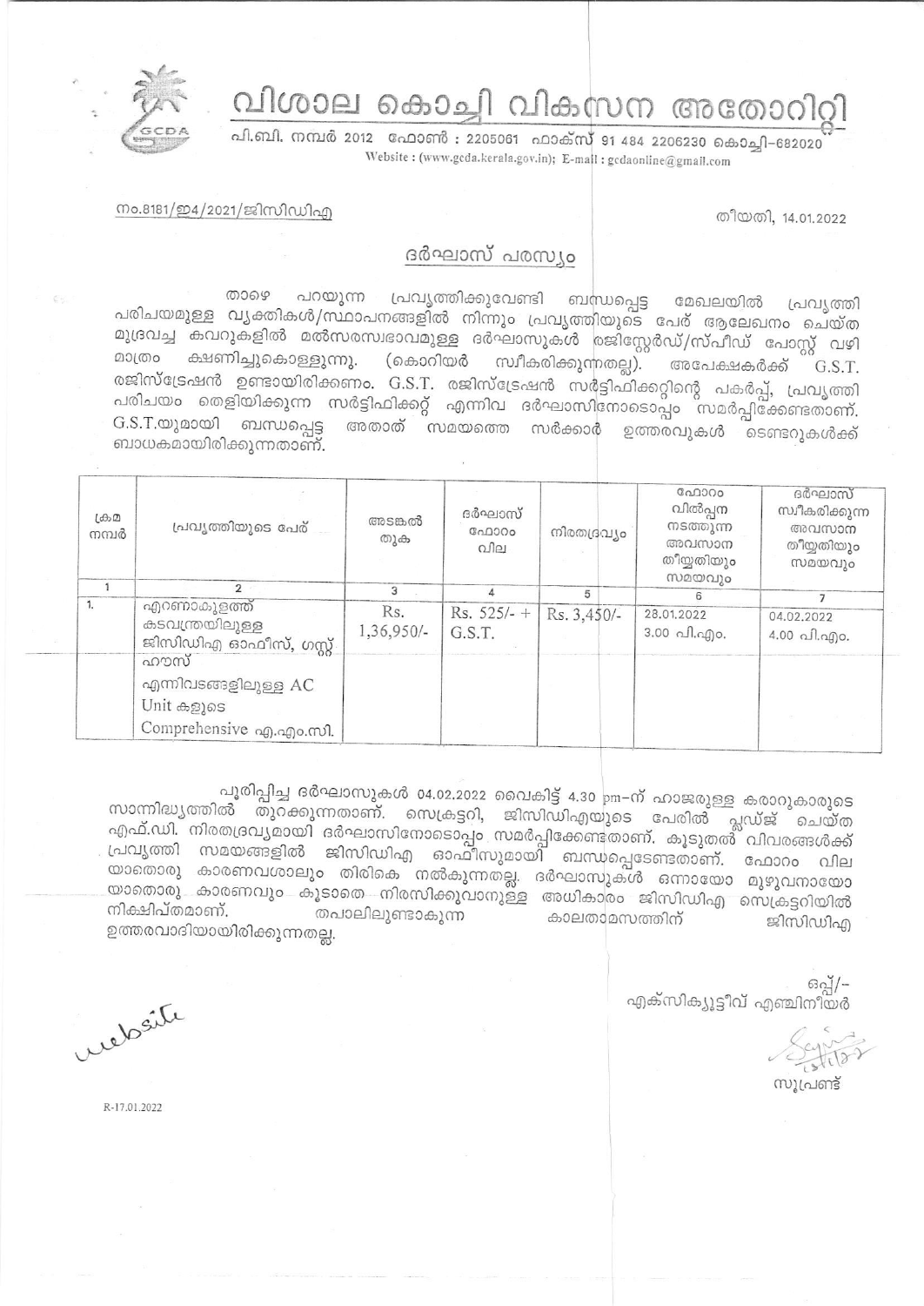# വിശാല കൊച്ചി വികസന അതോറിറ്റി

പി.ബി. നമ്പർ 2012 ഫോൺ : 2205061 ഫാക്സ് 91 484 2206230 കൊച്ചി-682020
Website : (www.gcda.kerala.gov.in); E-mail : gcdaonline@gmail.com

നം.8181/ഇ4/2021/ജിസിഡിഎ

തീയതി, 14.01.2022

## ദർഘാസ് പരസ്യം

താഴെ പറയുന്ന പ്രവൃത്തിക്കുവേണ്ടി ബന്ധപ്പെട്ട മേഖലയിൽ പ്രവൃത്തി പരിചയമുള്ള വ്യക്തികൾ/സ്ഥാപനങ്ങളിൽ നിന്നും പ്രവൃത്തിയുടെ പേര് ആലേഖനം ചെയ്ത മുദ്രവച്ച കവറുകളിൽ മൽസരസ്വഭാവമുള്ള ദർഘാസുകൾ രജിസ്റ്റേർഡ്/സ്പീഡ് പോസ്റ്റ് വഴി മാത്രം ക്ഷണിച്ചുകൊള്ളുന്നു. (കൊറിയർ സ്വീകരിക്കുന്നതല്ല). അപേക്ഷകർക്ക് G.S.T. രജിസ്ട്രേഷൻ ഉണ്ടായിരിക്കണം. G.S.T. രജിസ്ട്രേഷൻ സർട്ടിഫിക്കറ്റിന്റെ പകർപ്പ്, പ്രവൃത്തി പരിചയം തെളിയിക്കുന്ന സർട്ടിഫിക്കറ്റ് എന്നിവ ദർഘാസിനോടൊപ്പം സമർപ്പിക്കേണ്ടതാണ്. G.S.T.യുമായി ബന്ധപ്പെട്ട അതാത് സമയത്തെ സർക്കാർ ഉത്തരവുകൾ ടെണ്ടറുകൾക്ക് ബാധകമായിരിക്കുന്നതാണ്.

| ക്രമ നമ്പർ | പ്രവൃത്തിയുടെ പേര് | അടങ്കൽ തുക | ദർഘാസ് ഫോറം വില | നിരതദ്രവ്യം | ഫോറം വിൽപ്പന നടത്തുന്ന അവസാന തീയ്യതിയും സമയവും | ദർഘാസ് സ്വീകരിക്കുന്ന അവസാന തീയ്യതിയും സമയവും |
|---|---|---|---|---|---|---|
| 1 | 2 | 3 | 4 | 5 | 6 | 7 |
| 1. | എറണാകുളത്ത് കടവന്ത്രയിലുള്ള ജിസിഡിഎ ഓഫീസ്, ഗസ്റ്റ് ഹൗസ് എന്നിവടങ്ങളിലുള്ള AC Unit കളുടെ Comprehensive എ.എം.സി. | Rs. 1,36,950/- | Rs. 525/- + G.S.T. | Rs. 3,450/- | 28.01.2022 3.00 പി.എം. | 04.02.2022 4.00 പി.എം. |

പൂരിപ്പിച്ച ദർഘാസുകൾ 04.02.2022 വൈകിട്ട് 4.30 pm-ന് ഹാജരുള്ള കരാറുകാരുടെ സാന്നിദ്ധ്യത്തിൽ തുറക്കുന്നതാണ്. സെക്രട്ടറി, ജിസിഡിഎയുടെ പേരിൽ പ്ലഡ്ജ് ചെയ്ത എഫ്.ഡി. നിരതദ്രവ്യമായി ദർഘാസിനോടൊപ്പം സമർപ്പിക്കേണ്ടതാണ്. കൂടുതൽ വിവരങ്ങൾക്ക് പ്രവൃത്തി സമയങ്ങളിൽ ജിസിഡിഎ ഓഫീസുമായി ബന്ധപ്പെടേണ്ടതാണ്. ഫോറം വില യാതൊരു കാരണവശാലും തിരികെ നൽകുന്നതല്ല. ദർഘാസുകൾ ഒന്നായോ മുഴുവനായോ യാതൊരു കാരണവും കൂടാതെ നിരസിക്കുവാനുള്ള അധികാരം ജിസിഡിഎ സെക്രട്ടറിയിൽ നിക്ഷിപ്തമാണ്. തപാലിലുണ്ടാകുന്ന കാലതാമസത്തിന് ജിസിഡിഎ ഉത്തരവാദിയായിരിക്കുന്നതല്ല.

ഒപ്പ്/-
എക്സിക്യൂട്ടീവ് എഞ്ചിനീയർ

സൂപ്രണ്ട്

website

R-17.01.2022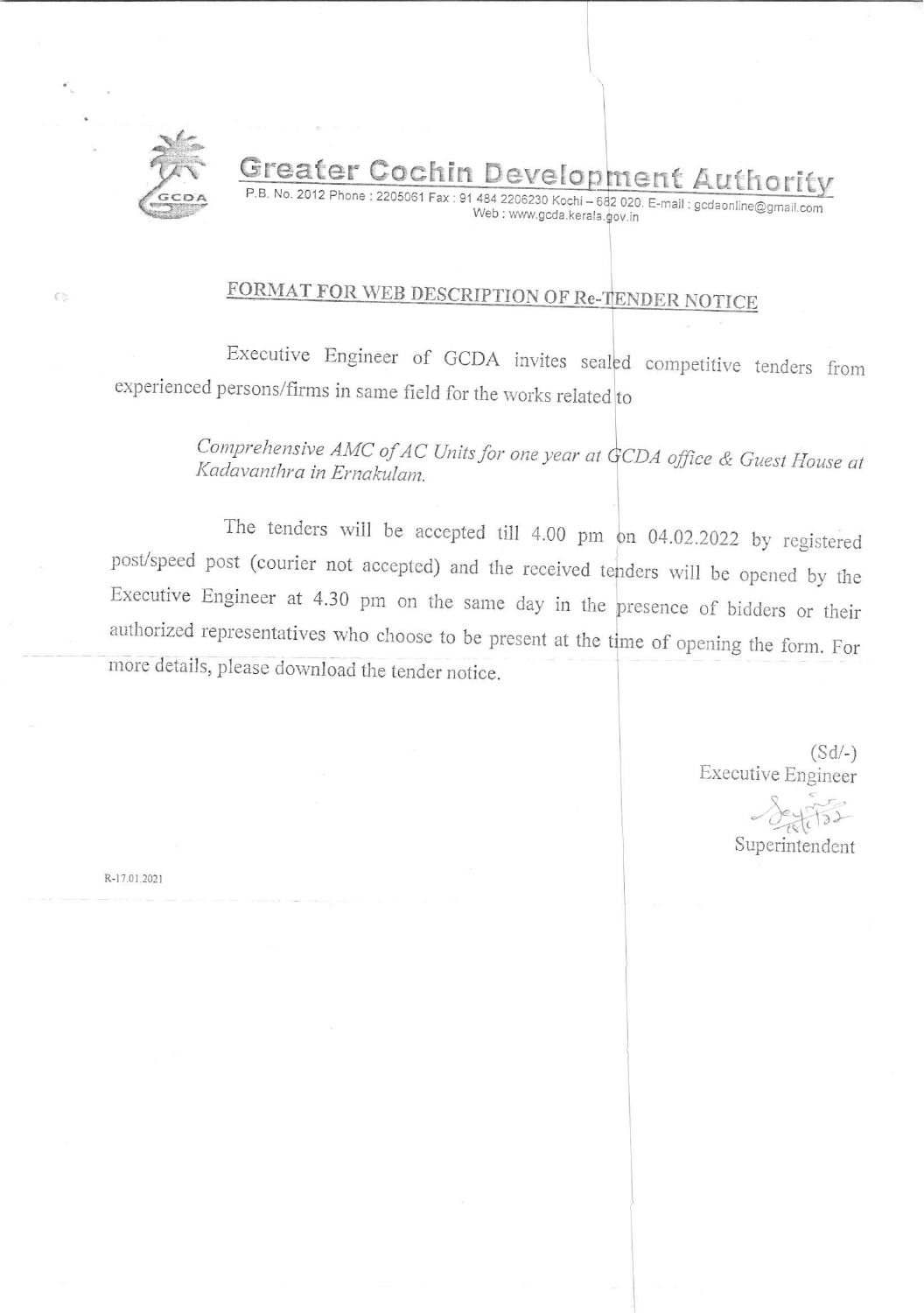# Greater Cochin Development Authority

P.B. No. 2012 Phone : 2205061 Fax : 91 484 2206230 Kochi – 682 020. E-mail : gcdaonline@gmail.com
Web : www.gcda.kerala.gov.in

## FORMAT FOR WEB DESCRIPTION OF Re-TENDER NOTICE

Executive Engineer of GCDA invites sealed competitive tenders from experienced persons/firms in same field for the works related to

*Comprehensive AMC of AC Units for one year at GCDA office & Guest House at Kadavanthra in Ernakulam.*

The tenders will be accepted till 4.00 pm on 04.02.2022 by registered post/speed post (courier not accepted) and the received tenders will be opened by the Executive Engineer at 4.30 pm on the same day in the presence of bidders or their authorized representatives who choose to be present at the time of opening the form. For more details, please download the tender notice.

(Sd/-)
Executive Engineer

Superintendent

R-17.01.2021